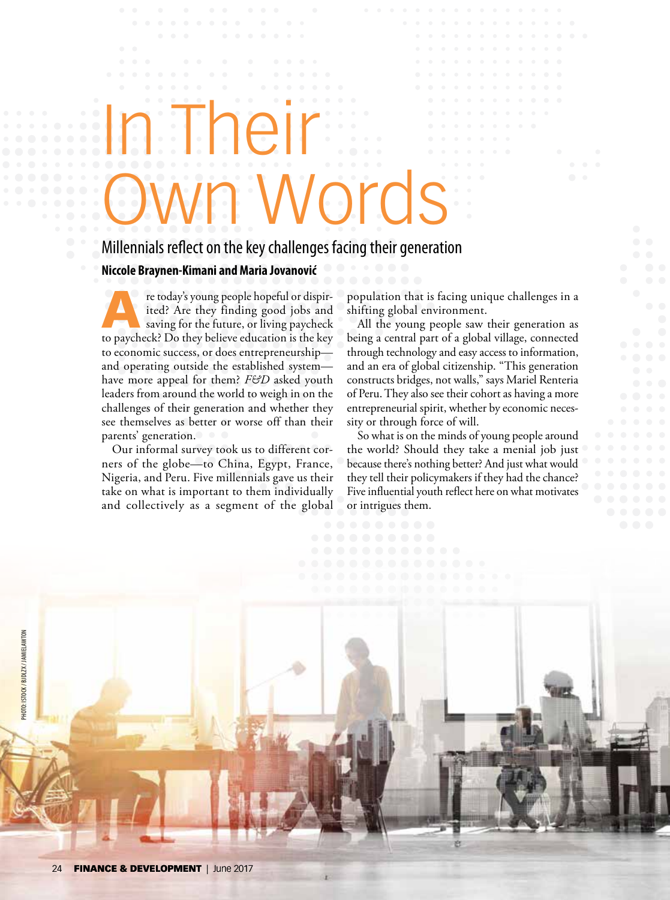# In Their Own Words

## Millennials reflect on the key challenges facing their generation

**Niccole Braynen-Kimani and Maria Jovanović**

Are today's young people hopeful or dispirited? Are they finding good jobs and saving for the future, or living paycheck to paycheck? Do they believe education is the key to economic success, or does entrepreneurship—and operating outside the established system—have more appeal for them? *F&D* asked youth leaders from around the world to weigh in on the challenges of their generation and whether they see themselves as better or worse off than their parents' generation.

Our informal survey took us to different corners of the globe—to China, Egypt, France, Nigeria, and Peru. Five millennials gave us their take on what is important to them individually and collectively as a segment of the global population that is facing unique challenges in a shifting global environment.

All the young people saw their generation as being a central part of a global village, connected through technology and easy access to information, and an era of global citizenship. "This generation constructs bridges, not walls," says Mariel Renteria of Peru. They also see their cohort as having a more entrepreneurial spirit, whether by economic necessity or through force of will.

So what is on the minds of young people around the world? Should they take a menial job just because there's nothing better? And just what would they tell their policymakers if they had the chance? Five influential youth reflect here on what motivates or intrigues them.

PHOTO: ISTOCK / BJDLZX / JAMIELAWTON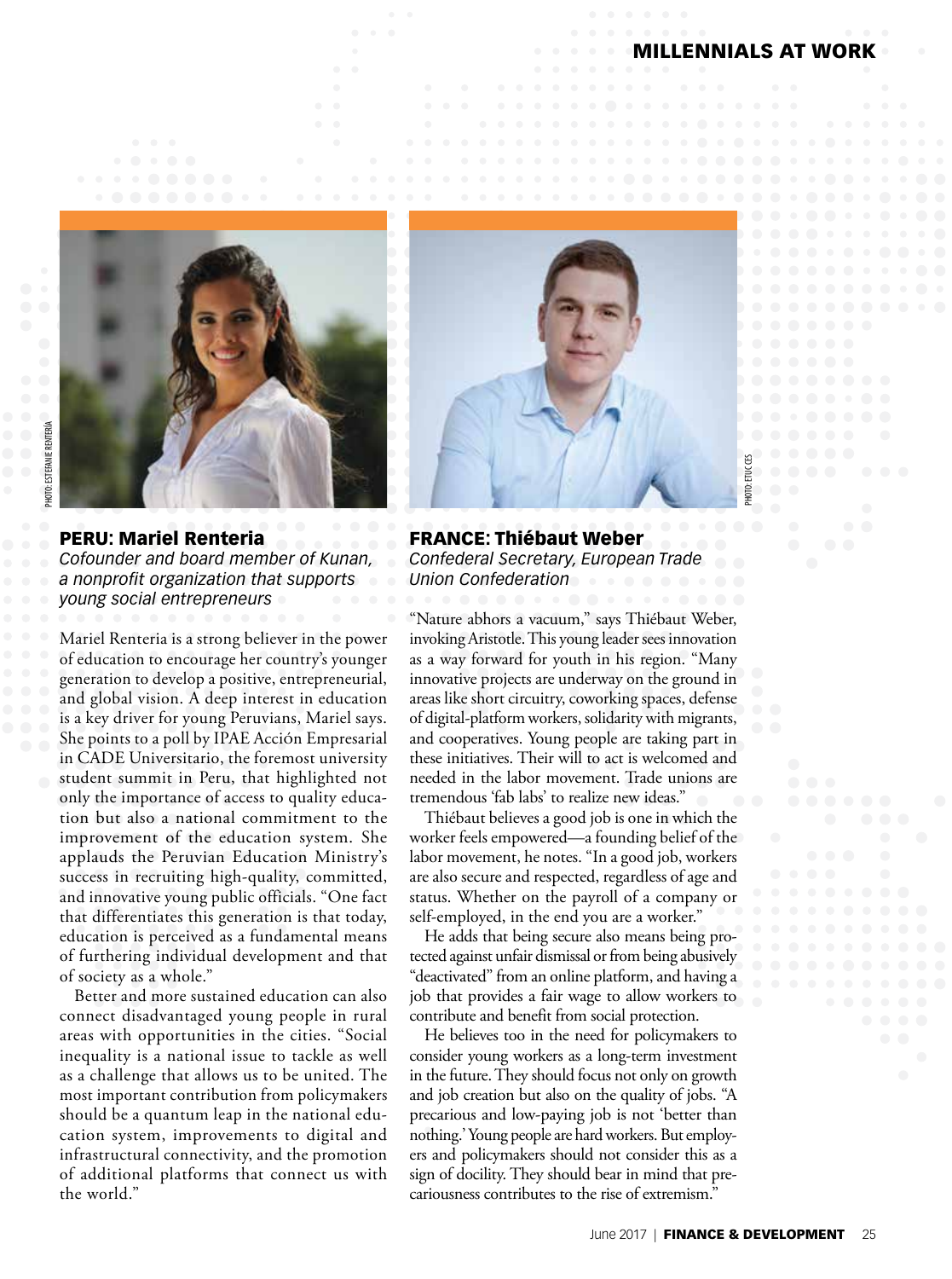## PERU: Mariel Renteria

*Cofounder and board member of Kunan, a nonprofit organization that supports young social entrepreneurs*

PHOTO: ESTEFANIE RENTERIA

Mariel Renteria is a strong believer in the power of education to encourage her country's younger generation to develop a positive, entrepreneurial, and global vision. A deep interest in education is a key driver for young Peruvians, Mariel says. She points to a poll by IPAE Acción Empresarial in CADE Universitario, the foremost university student summit in Peru, that highlighted not only the importance of access to quality education but also a national commitment to the improvement of the education system. She applauds the Peruvian Education Ministry's success in recruiting high-quality, committed, and innovative young public officials. "One fact that differentiates this generation is that today, education is perceived as a fundamental means of furthering individual development and that of society as a whole."

Better and more sustained education can also connect disadvantaged young people in rural areas with opportunities in the cities. "Social inequality is a national issue to tackle as well as a challenge that allows us to be united. The most important contribution from policymakers should be a quantum leap in the national education system, improvements to digital and infrastructural connectivity, and the promotion of additional platforms that connect us with the world."

## FRANCE: Thiébaut Weber

*Confederal Secretary, European Trade Union Confederation*

PHOTO: ETUC CES

"Nature abhors a vacuum," says Thiébaut Weber, invoking Aristotle. This young leader sees innovation as a way forward for youth in his region. "Many innovative projects are underway on the ground in areas like short circuitry, coworking spaces, defense of digital-platform workers, solidarity with migrants, and cooperatives. Young people are taking part in these initiatives. Their will to act is welcomed and needed in the labor movement. Trade unions are tremendous 'fab labs' to realize new ideas."

Thiébaut believes a good job is one in which the worker feels empowered—a founding belief of the labor movement, he notes. "In a good job, workers are also secure and respected, regardless of age and status. Whether on the payroll of a company or self-employed, in the end you are a worker."

He adds that being secure also means being protected against unfair dismissal or from being abusively "deactivated" from an online platform, and having a job that provides a fair wage to allow workers to contribute and benefit from social protection.

He believes too in the need for policymakers to consider young workers as a long-term investment in the future. They should focus not only on growth and job creation but also on the quality of jobs. "A precarious and low-paying job is not 'better than nothing.' Young people are hard workers. But employers and policymakers should not consider this as a sign of docility. They should bear in mind that precariousness contributes to the rise of extremism."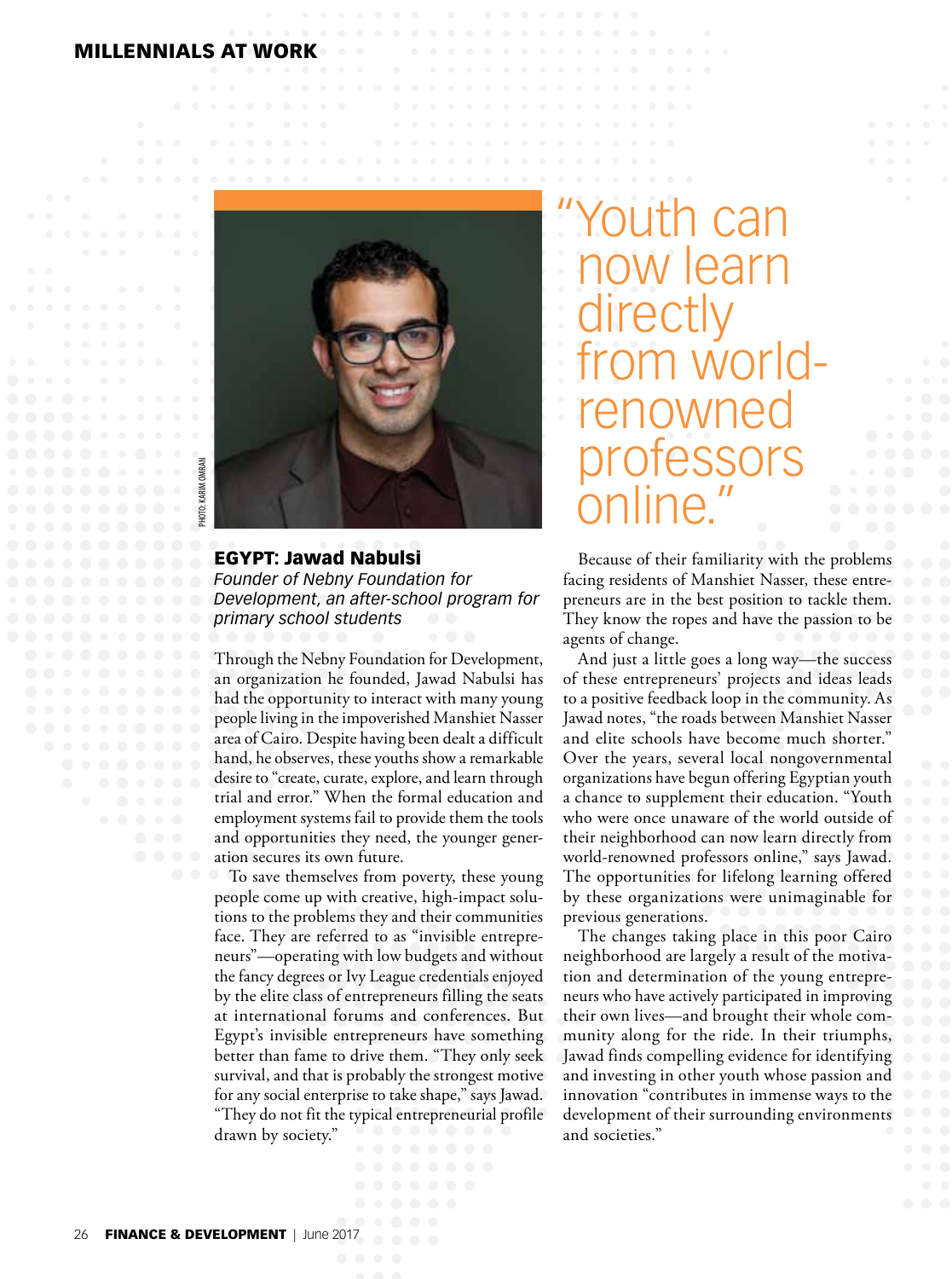## EGYPT: Jawad Nabulsi

*Founder of Nebny Foundation for Development, an after-school program for primary school students*

PHOTO: KARIM OMRAN

Through the Nebny Foundation for Development, an organization he founded, Jawad Nabulsi has had the opportunity to interact with many young people living in the impoverished Manshiet Nasser area of Cairo. Despite having been dealt a difficult hand, he observes, these youths show a remarkable desire to "create, curate, explore, and learn through trial and error." When the formal education and employment systems fail to provide them the tools and opportunities they need, the younger generation secures its own future.

To save themselves from poverty, these young people come up with creative, high-impact solutions to the problems they and their communities face. They are referred to as "invisible entrepreneurs"—operating with low budgets and without the fancy degrees or Ivy League credentials enjoyed by the elite class of entrepreneurs filling the seats at international forums and conferences. But Egypt's invisible entrepreneurs have something better than fame to drive them. "They only seek survival, and that is probably the strongest motive for any social enterprise to take shape," says Jawad. "They do not fit the typical entrepreneurial profile drawn by society."

> "Youth can now learn directly from world-renowned professors online."

Because of their familiarity with the problems facing residents of Manshiet Nasser, these entrepreneurs are in the best position to tackle them. They know the ropes and have the passion to be agents of change.

And just a little goes a long way—the success of these entrepreneurs' projects and ideas leads to a positive feedback loop in the community. As Jawad notes, "the roads between Manshiet Nasser and elite schools have become much shorter." Over the years, several local nongovernmental organizations have begun offering Egyptian youth a chance to supplement their education. "Youth who were once unaware of the world outside of their neighborhood can now learn directly from world-renowned professors online," says Jawad. The opportunities for lifelong learning offered by these organizations were unimaginable for previous generations.

The changes taking place in this poor Cairo neighborhood are largely a result of the motivation and determination of the young entrepreneurs who have actively participated in improving their own lives—and brought their whole community along for the ride. In their triumphs, Jawad finds compelling evidence for identifying and investing in other youth whose passion and innovation "contributes in immense ways to the development of their surrounding environments and societies."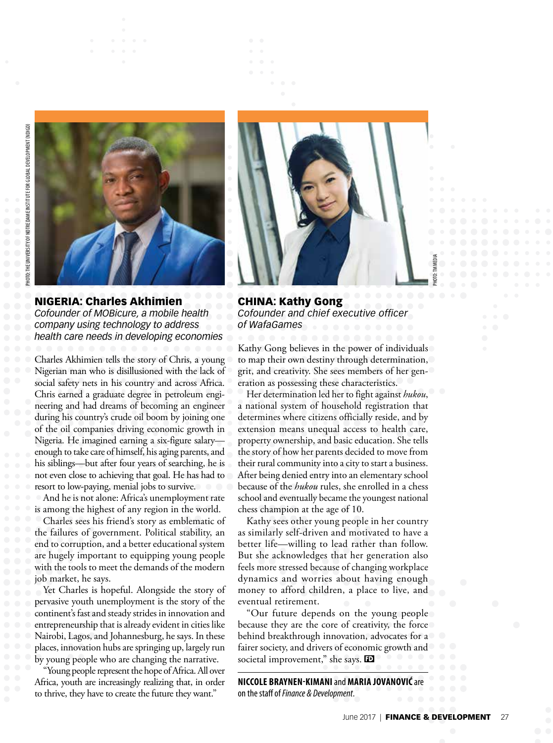PHOTO: THE UNIVERSITY OF NOTRE DAME INSTITUTE FOR GLOBAL DEVELOPMENT (NDIGD)

## NIGERIA: Charles Akhimien

*Cofounder of MOBicure, a mobile health company using technology to address health care needs in developing economies*

Charles Akhimien tells the story of Chris, a young Nigerian man who is disillusioned with the lack of social safety nets in his country and across Africa. Chris earned a graduate degree in petroleum engineering and had dreams of becoming an engineer during his country's crude oil boom by joining one of the oil companies driving economic growth in Nigeria. He imagined earning a six-figure salary—enough to take care of himself, his aging parents, and his siblings—but after four years of searching, he is not even close to achieving that goal. He has had to resort to low-paying, menial jobs to survive.

And he is not alone: Africa's unemployment rate is among the highest of any region in the world.

Charles sees his friend's story as emblematic of the failures of government. Political stability, an end to corruption, and a better educational system are hugely important to equipping young people with the tools to meet the demands of the modern job market, he says.

Yet Charles is hopeful. Alongside the story of pervasive youth unemployment is the story of the continent's fast and steady strides in innovation and entrepreneurship that is already evident in cities like Nairobi, Lagos, and Johannesburg, he says. In these places, innovation hubs are springing up, largely run by young people who are changing the narrative.

"Young people represent the hope of Africa. All over Africa, youth are increasingly realizing that, in order to thrive, they have to create the future they want."

PHOTO: TM MEDIA

## CHINA: Kathy Gong

*Cofounder and chief executive officer of WafaGames*

Kathy Gong believes in the power of individuals to map their own destiny through determination, grit, and creativity. She sees members of her generation as possessing these characteristics.

Her determination led her to fight against *hukou*, a national system of household registration that determines where citizens officially reside, and by extension means unequal access to health care, property ownership, and basic education. She tells the story of how her parents decided to move from their rural community into a city to start a business. After being denied entry into an elementary school because of the *hukou* rules, she enrolled in a chess school and eventually became the youngest national chess champion at the age of 10.

Kathy sees other young people in her country as similarly self-driven and motivated to have a better life—willing to lead rather than follow. But she acknowledges that her generation also feels more stressed because of changing workplace dynamics and worries about having enough money to afford children, a place to live, and eventual retirement.

"Our future depends on the young people because they are the core of creativity, the force behind breakthrough innovation, advocates for a fairer society, and drivers of economic growth and societal improvement," she says. FD

**NICCOLE BRAYNEN-KIMANI** and **MARIA JOVANOVIĆ** are on the staff of *Finance & Development*.